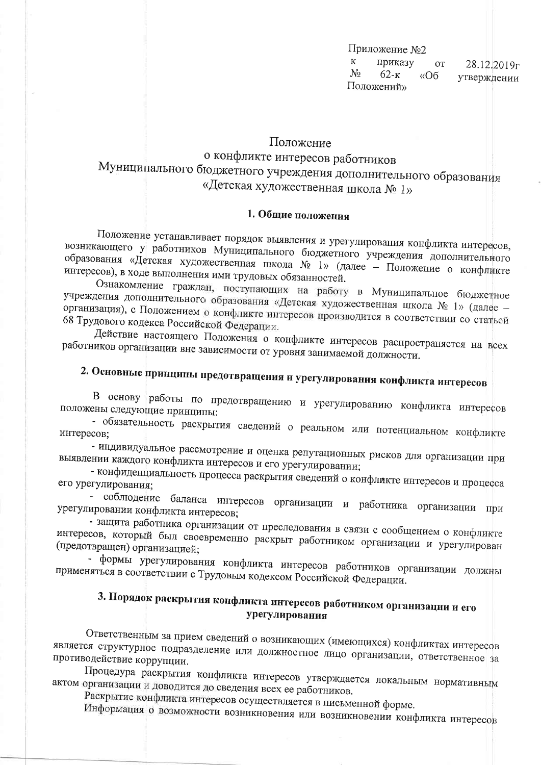Приложение №2
к приказу от 28.12.2019г
№ 62-к «Об утверждении Положений»

# Положение
# о конфликте интересов работников
# Муниципального бюджетного учреждения дополнительного образования «Детская художественная школа № 1»

## 1. Общие положения

Положение устанавливает порядок выявления и урегулирования конфликта интересов, возникающего у работников Муниципального бюджетного учреждения дополнительного образования «Детская художественная школа № 1» (далее – Положение о конфликте интересов), в ходе выполнения ими трудовых обязанностей.

Ознакомление граждан, поступающих на работу в Муниципальное бюджетное учреждения дополнительного образования «Детская художественная школа № 1» (далее – организация), с Положением о конфликте интересов производится в соответствии со статьей 68 Трудового кодекса Российской Федерации.

Действие настоящего Положения о конфликте интересов распространяется на всех работников организации вне зависимости от уровня занимаемой должности.

## 2. Основные принципы предотвращения и урегулирования конфликта интересов

В основу работы по предотвращению и урегулированию конфликта интересов положены следующие принципы:

- обязательность раскрытия сведений о реальном или потенциальном конфликте интересов;
- индивидуальное рассмотрение и оценка репутационных рисков для организации при выявлении каждого конфликта интересов и его урегулировании;
- конфиденциальность процесса раскрытия сведений о конфликте интересов и процесса его урегулирования;
- соблюдение баланса интересов организации и работника организации при урегулировании конфликта интересов;
- защита работника организации от преследования в связи с сообщением о конфликте интересов, который был своевременно раскрыт работником организации и урегулирован (предотвращен) организацией;
- формы урегулирования конфликта интересов работников организации должны применяться в соответствии с Трудовым кодексом Российской Федерации.

## 3. Порядок раскрытия конфликта интересов работником организации и его урегулирования

Ответственным за прием сведений о возникающих (имеющихся) конфликтах интересов является структурное подразделение или должностное лицо организации, ответственное за противодействие коррупции.

Процедура раскрытия конфликта интересов утверждается локальным нормативным актом организации и доводится до сведения всех ее работников.

Раскрытие конфликта интересов осуществляется в письменной форме.

Информация о возможности возникновения или возникновении конфликта интересов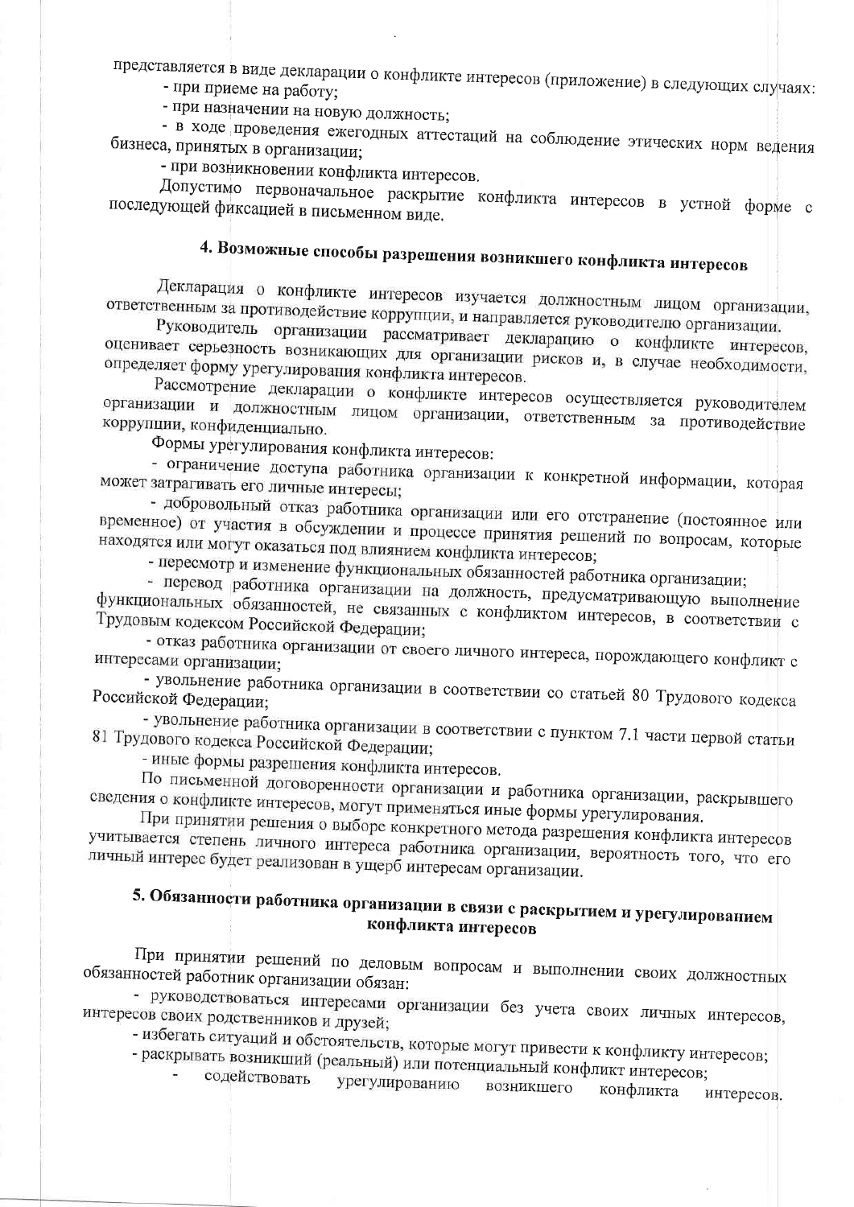представляется в виде декларации о конфликте интересов (приложение) в следующих случаях:

- при приеме на работу;
- при назначении на новую должность;
- в ходе проведения ежегодных аттестаций на соблюдение этических норм ведения бизнеса, принятых в организации;
- при возникновении конфликта интересов.

Допустимо первоначальное раскрытие конфликта интересов в устной форме с последующей фиксацией в письменном виде.

## 4. Возможные способы разрешения возникшего конфликта интересов

Декларация о конфликте интересов изучается должностным лицом организации, ответственным за противодействие коррупции, и направляется руководителю организации.

Руководитель организации рассматривает декларацию о конфликте интересов, оценивает серьезность возникающих для организации рисков и, в случае необходимости, определяет форму урегулирования конфликта интересов.

Рассмотрение декларации о конфликте интересов осуществляется руководителем организации и должностным лицом организации, ответственным за противодействие коррупции, конфиденциально.

Формы урегулирования конфликта интересов:

- ограничение доступа работника организации к конкретной информации, которая может затрагивать его личные интересы;
- добровольный отказ работника организации или его отстранение (постоянное или временное) от участия в обсуждении и процессе принятия решений по вопросам, которые находятся или могут оказаться под влиянием конфликта интересов;
- пересмотр и изменение функциональных обязанностей работника организации;
- перевод работника организации на должность, предусматривающую выполнение функциональных обязанностей, не связанных с конфликтом интересов, в соответствии с Трудовым кодексом Российской Федерации;
- отказ работника организации от своего личного интереса, порождающего конфликт с интересами организации;
- увольнение работника организации в соответствии со статьей 80 Трудового кодекса Российской Федерации;
- увольнение работника организации в соответствии с пунктом 7.1 части первой статьи 81 Трудового кодекса Российской Федерации;
- иные формы разрешения конфликта интересов.

По письменной договоренности организации и работника организации, раскрывшего сведения о конфликте интересов, могут применяться иные формы урегулирования.

При принятии решения о выборе конкретного метода разрешения конфликта интересов учитывается степень личного интереса работника организации, вероятность того, что его личный интерес будет реализован в ущерб интересам организации.

## 5. Обязанности работника организации в связи с раскрытием и урегулированием конфликта интересов

При принятии решений по деловым вопросам и выполнении своих должностных обязанностей работник организации обязан:

- руководствоваться интересами организации без учета своих личных интересов, интересов своих родственников и друзей;
- избегать ситуаций и обстоятельств, которые могут привести к конфликту интересов;
- раскрывать возникший (реальный) или потенциальный конфликт интересов;
- содействовать урегулированию возникшего конфликта интересов.